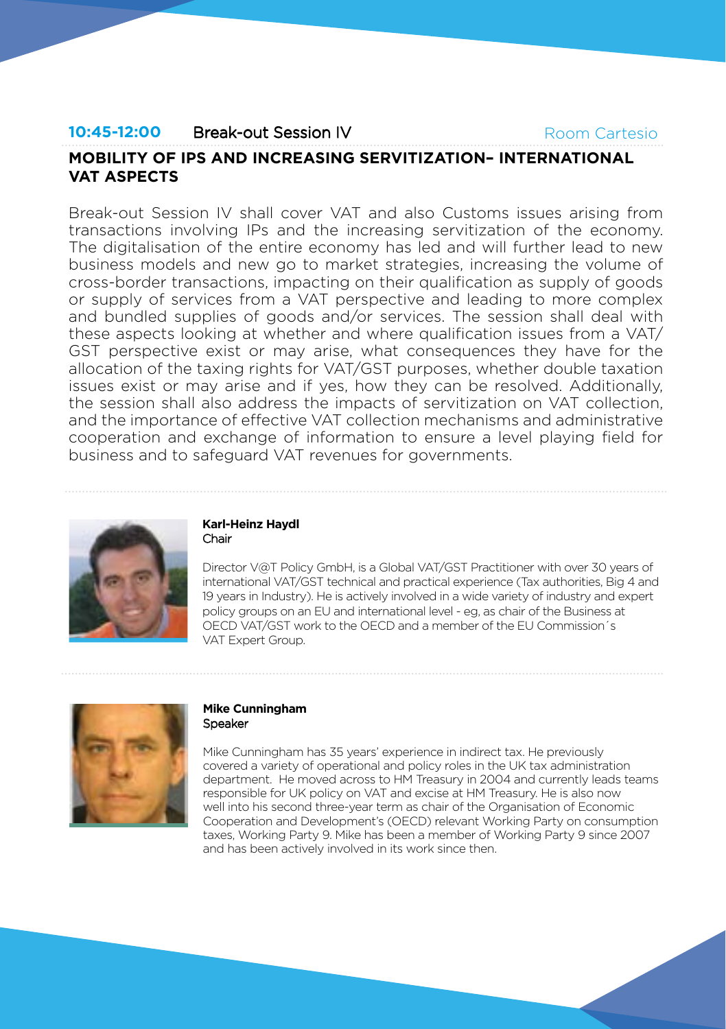**10:45-12:00** Break-out Session IV Room Cartesio

## MOBILITY OF IPS AND INCREASING SERVITIZATION– INTERNATIONAL VAT ASPECTS

Break-out Session IV shall cover VAT and also Customs issues arising from transactions involving IPs and the increasing servitization of the economy. The digitalisation of the entire economy has led and will further lead to new business models and new go to market strategies, increasing the volume of cross-border transactions, impacting on their qualification as supply of goods or supply of services from a VAT perspective and leading to more complex and bundled supplies of goods and/or services. The session shall deal with these aspects looking at whether and where qualification issues from a VAT/GST perspective exist or may arise, what consequences they have for the allocation of the taxing rights for VAT/GST purposes, whether double taxation issues exist or may arise and if yes, how they can be resolved. Additionally, the session shall also address the impacts of servitization on VAT collection, and the importance of effective VAT collection mechanisms and administrative cooperation and exchange of information to ensure a level playing field for business and to safeguard VAT revenues for governments.

**Karl-Heinz Haydl**
Chair

Director V@T Policy GmbH, is a Global VAT/GST Practitioner with over 30 years of international VAT/GST technical and practical experience (Tax authorities, Big 4 and 19 years in Industry). He is actively involved in a wide variety of industry and expert policy groups on an EU and international level - eg, as chair of the Business at OECD VAT/GST work to the OECD and a member of the EU Commission´s VAT Expert Group.

**Mike Cunningham**
Speaker

Mike Cunningham has 35 years' experience in indirect tax. He previously covered a variety of operational and policy roles in the UK tax administration department. He moved across to HM Treasury in 2004 and currently leads teams responsible for UK policy on VAT and excise at HM Treasury. He is also now well into his second three-year term as chair of the Organisation of Economic Cooperation and Development's (OECD) relevant Working Party on consumption taxes, Working Party 9. Mike has been a member of Working Party 9 since 2007 and has been actively involved in its work since then.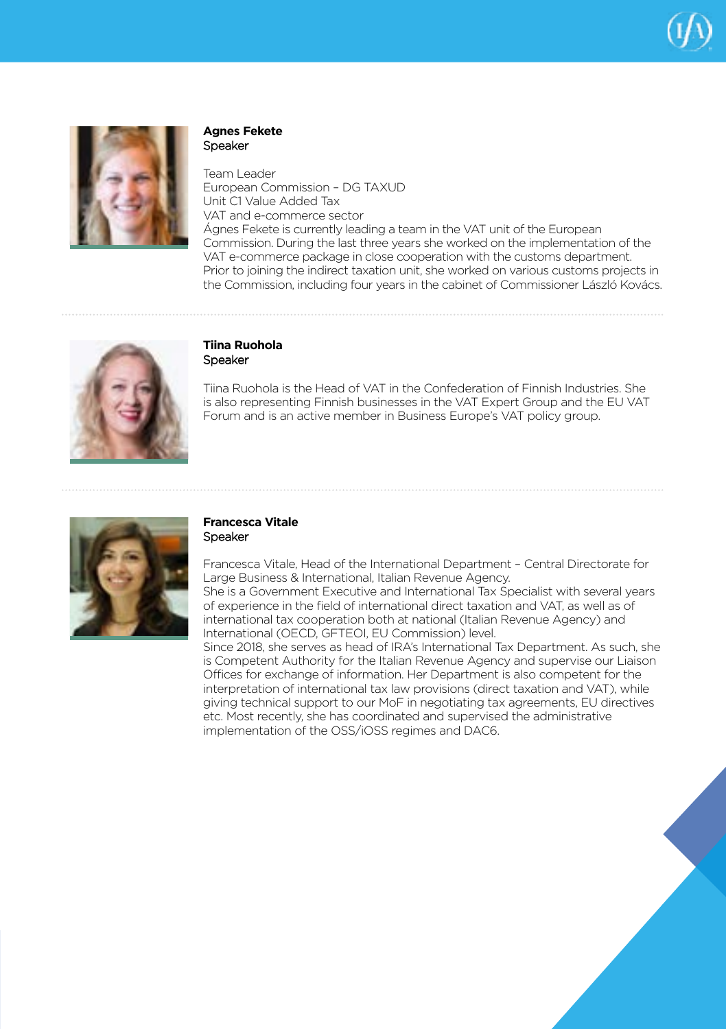**Agnes Fekete**
Speaker

Team Leader
European Commission – DG TAXUD
Unit C1 Value Added Tax
VAT and e-commerce sector
Ágnes Fekete is currently leading a team in the VAT unit of the European Commission. During the last three years she worked on the implementation of the VAT e-commerce package in close cooperation with the customs department. Prior to joining the indirect taxation unit, she worked on various customs projects in the Commission, including four years in the cabinet of Commissioner László Kovács.

---

**Tiina Ruohola**
Speaker

Tiina Ruohola is the Head of VAT in the Confederation of Finnish Industries. She is also representing Finnish businesses in the VAT Expert Group and the EU VAT Forum and is an active member in Business Europe's VAT policy group.

---

**Francesca Vitale**
Speaker

Francesca Vitale, Head of the International Department – Central Directorate for Large Business & International, Italian Revenue Agency.
She is a Government Executive and International Tax Specialist with several years of experience in the field of international direct taxation and VAT, as well as of international tax cooperation both at national (Italian Revenue Agency) and International (OECD, GFTEOI, EU Commission) level.
Since 2018, she serves as head of IRA's International Tax Department. As such, she is Competent Authority for the Italian Revenue Agency and supervise our Liaison Offices for exchange of information. Her Department is also competent for the interpretation of international tax law provisions (direct taxation and VAT), while giving technical support to our MoF in negotiating tax agreements, EU directives etc. Most recently, she has coordinated and supervised the administrative implementation of the OSS/iOSS regimes and DAC6.